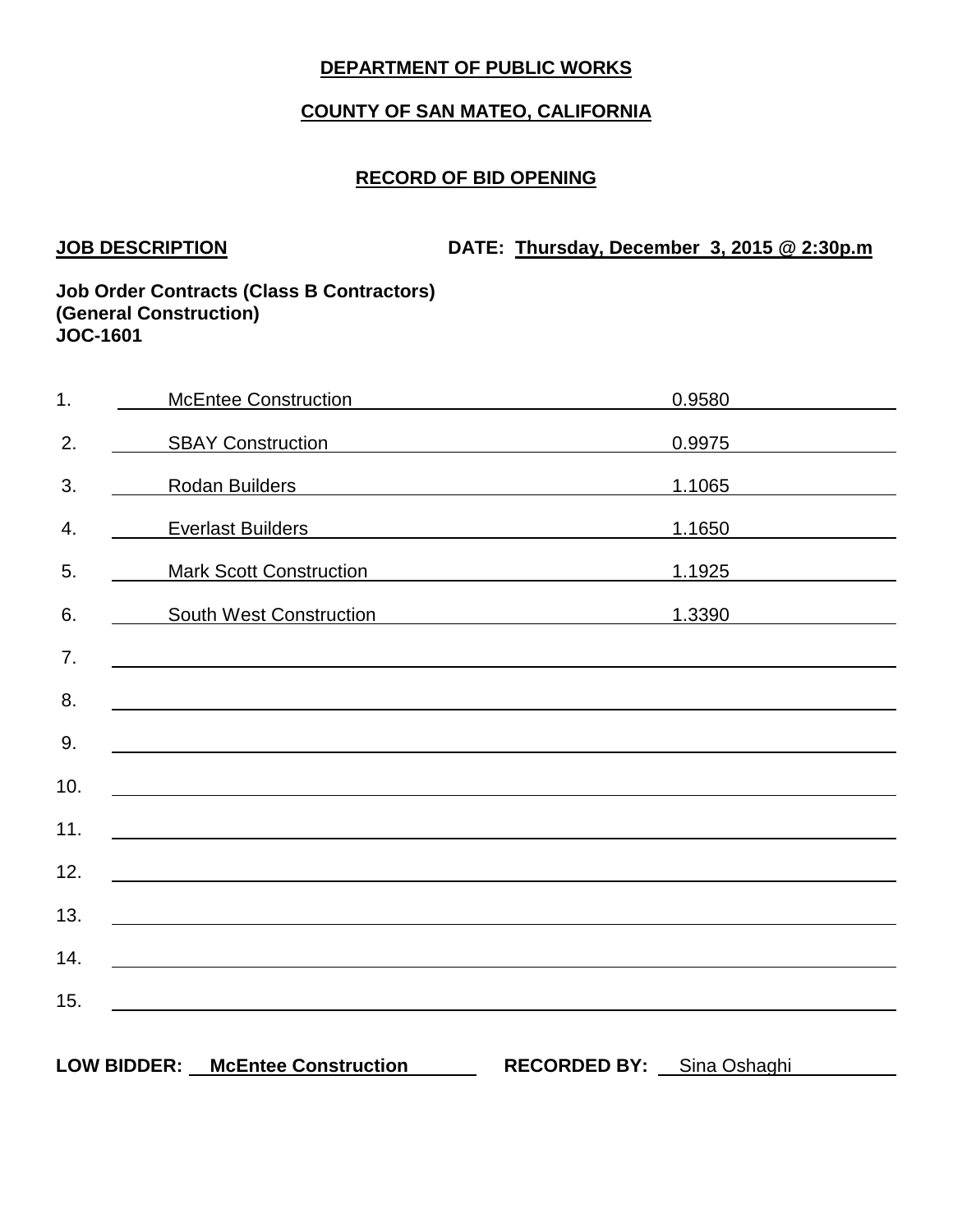**DEPARTMENT OF PUBLIC WORKS**

**COUNTY OF SAN MATEO, CALIFORNIA**

**RECORD OF BID OPENING**

**JOB DESCRIPTION** **DATE: Thursday, December 3, 2015 @ 2:30p.m**

**Job Order Contracts (Class B Contractors)**
**(General Construction)**
**JOC-1601**

| No. | Bidder | Bid |
|---|---|---|
| 1. | McEntee Construction | 0.9580 |
| 2. | SBAY Construction | 0.9975 |
| 3. | Rodan Builders | 1.1065 |
| 4. | Everlast Builders | 1.1650 |
| 5. | Mark Scott Construction | 1.1925 |
| 6. | South West Construction | 1.3390 |
| 7. | | |
| 8. | | |
| 9. | | |
| 10. | | |
| 11. | | |
| 12. | | |
| 13. | | |
| 14. | | |
| 15. | | |

**LOW BIDDER: McEntee Construction** **RECORDED BY:** Sina Oshaghi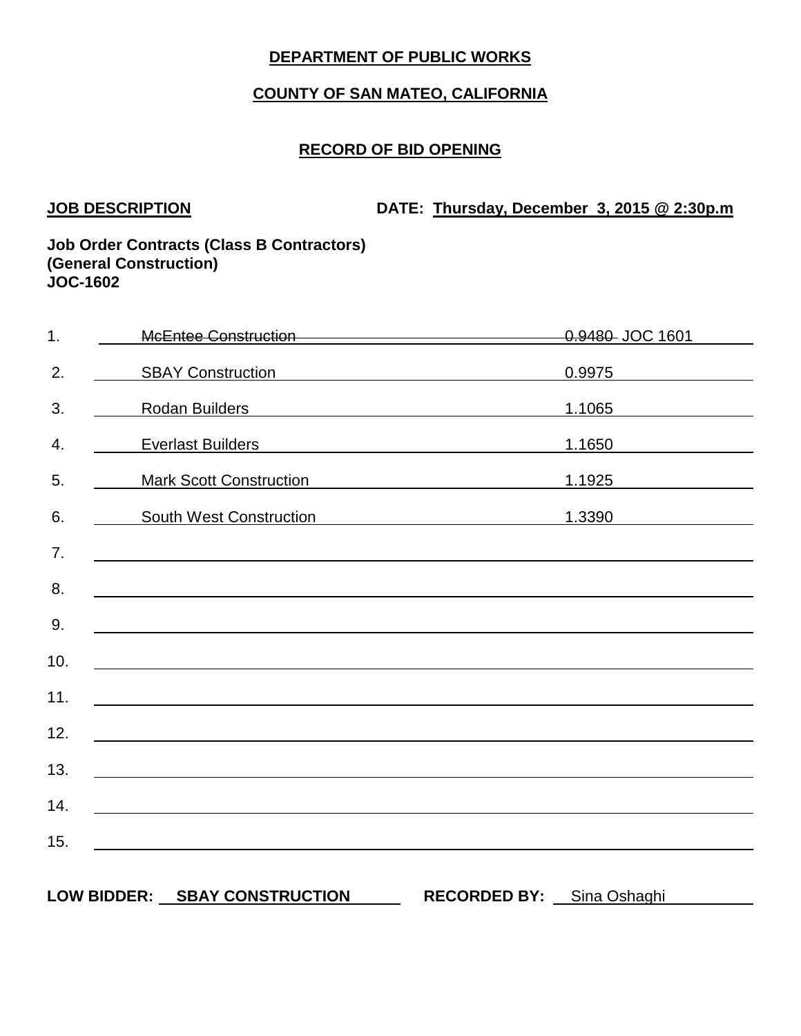**DEPARTMENT OF PUBLIC WORKS**

**COUNTY OF SAN MATEO, CALIFORNIA**

**RECORD OF BID OPENING**

**JOB DESCRIPTION** **DATE: Thursday, December 3, 2015 @ 2:30p.m**

**Job Order Contracts (Class B Contractors)**
**(General Construction)**
**JOC-1602**

| # | Bidder | Bid |
|---|---|---|
| 1. | ~~McEntee Construction~~ | ~~0.9480~~ JOC 1601 |
| 2. | SBAY Construction | 0.9975 |
| 3. | Rodan Builders | 1.1065 |
| 4. | Everlast Builders | 1.1650 |
| 5. | Mark Scott Construction | 1.1925 |
| 6. | South West Construction | 1.3390 |
| 7. | | |
| 8. | | |
| 9. | | |
| 10. | | |
| 11. | | |
| 12. | | |
| 13. | | |
| 14. | | |
| 15. | | |

**LOW BIDDER:** **SBAY CONSTRUCTION** **RECORDED BY:** Sina Oshaghi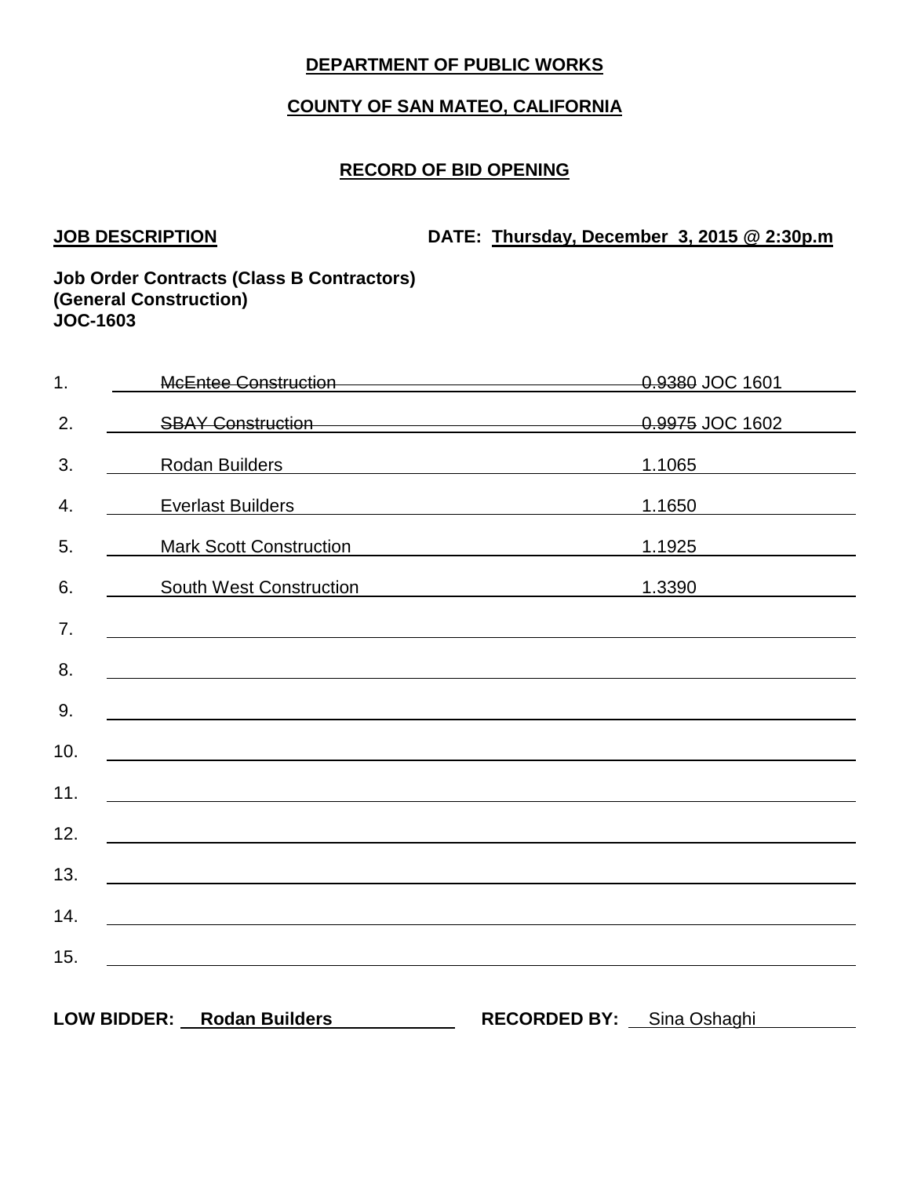**DEPARTMENT OF PUBLIC WORKS**

**COUNTY OF SAN MATEO, CALIFORNIA**

**RECORD OF BID OPENING**

**JOB DESCRIPTION** **DATE: Thursday, December 3, 2015 @ 2:30p.m**

**Job Order Contracts (Class B Contractors)**
**(General Construction)**
**JOC-1603**

| No. | Bidder | Bid |
|---|---|---|
| 1. | ~~McEntee Construction~~ | ~~0.9380~~ JOC 1601 |
| 2. | ~~SBAY Construction~~ | ~~0.9975~~ JOC 1602 |
| 3. | Rodan Builders | 1.1065 |
| 4. | Everlast Builders | 1.1650 |
| 5. | Mark Scott Construction | 1.1925 |
| 6. | South West Construction | 1.3390 |
| 7. | | |
| 8. | | |
| 9. | | |
| 10. | | |
| 11. | | |
| 12. | | |
| 13. | | |
| 14. | | |
| 15. | | |

**LOW BIDDER:** **Rodan Builders** **RECORDED BY:** Sina Oshaghi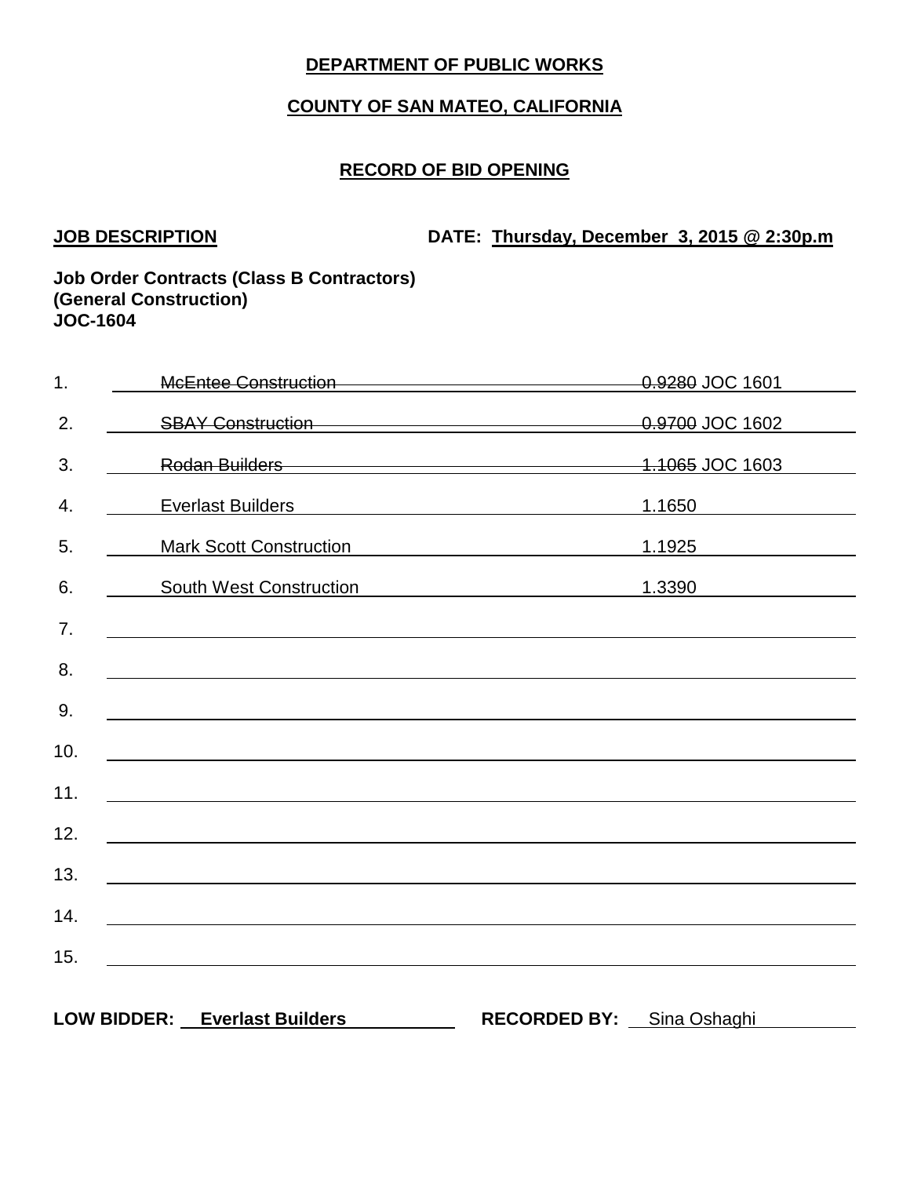**DEPARTMENT OF PUBLIC WORKS**

**COUNTY OF SAN MATEO, CALIFORNIA**

**RECORD OF BID OPENING**

**JOB DESCRIPTION** **DATE: Thursday, December 3, 2015 @ 2:30p.m**

**Job Order Contracts (Class B Contractors)**
**(General Construction)**
**JOC-1604**

| | | |
|---|---|---|
| 1. | ~~McEntee Construction~~ | ~~0.9280~~ JOC 1601 |
| 2. | ~~SBAY Construction~~ | ~~0.9700~~ JOC 1602 |
| 3. | ~~Rodan Builders~~ | ~~1.1065~~ JOC 1603 |
| 4. | Everlast Builders | 1.1650 |
| 5. | Mark Scott Construction | 1.1925 |
| 6. | South West Construction | 1.3390 |
| 7. | | |
| 8. | | |
| 9. | | |
| 10. | | |
| 11. | | |
| 12. | | |
| 13. | | |
| 14. | | |
| 15. | | |

**LOW BIDDER: Everlast Builders** **RECORDED BY:** Sina Oshaghi